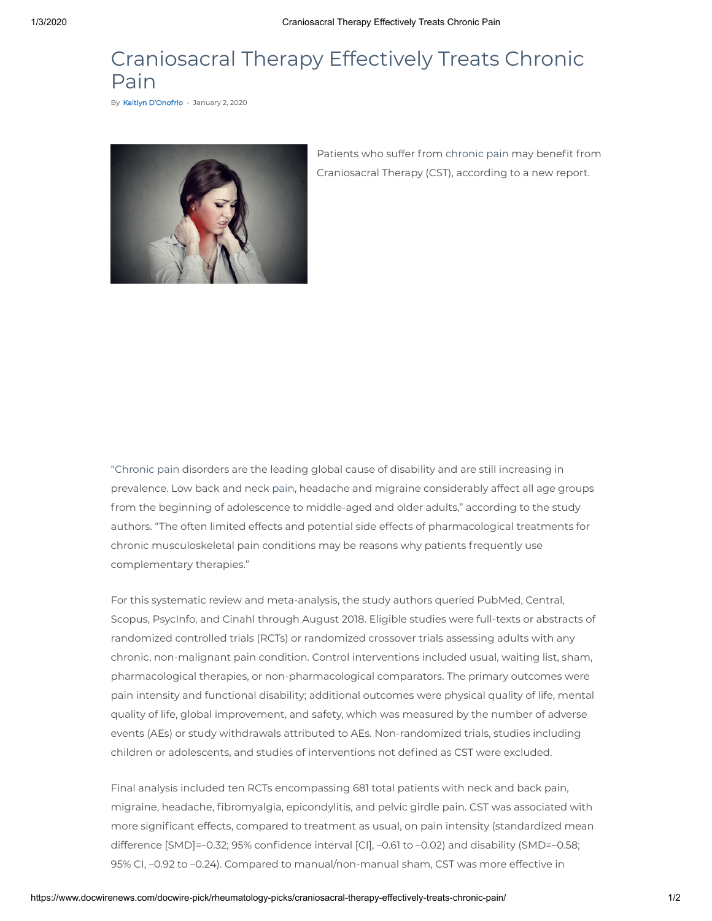# Craniosacral Therapy Effectively Treats Chronic Pain

By Kaitlyn D'Onofrio - January 2, 2020

Patients who suffer from chronic pain may benefit from Craniosacral Therapy (CST), according to a new report.

"Chronic pain disorders are the leading global cause of disability and are still increasing in prevalence. Low back and neck pain, headache and migraine considerably affect all age groups from the beginning of adolescence to middle-aged and older adults," according to the study authors. "The often limited effects and potential side effects of pharmacological treatments for chronic musculoskeletal pain conditions may be reasons why patients frequently use complementary therapies."

For this systematic review and meta-analysis, the study authors queried PubMed, Central, Scopus, PsycInfo, and Cinahl through August 2018. Eligible studies were full-texts or abstracts of randomized controlled trials (RCTs) or randomized crossover trials assessing adults with any chronic, non-malignant pain condition. Control interventions included usual, waiting list, sham, pharmacological therapies, or non-pharmacological comparators. The primary outcomes were pain intensity and functional disability; additional outcomes were physical quality of life, mental quality of life, global improvement, and safety, which was measured by the number of adverse events (AEs) or study withdrawals attributed to AEs. Non-randomized trials, studies including children or adolescents, and studies of interventions not defined as CST were excluded.

Final analysis included ten RCTs encompassing 681 total patients with neck and back pain, migraine, headache, fibromyalgia, epicondylitis, and pelvic girdle pain. CST was associated with more significant effects, compared to treatment as usual, on pain intensity (standardized mean difference [SMD]=–0.32; 95% confidence interval [CI], –0.61 to –0.02) and disability (SMD=–0.58; 95% CI, –0.92 to –0.24). Compared to manual/non-manual sham, CST was more effective in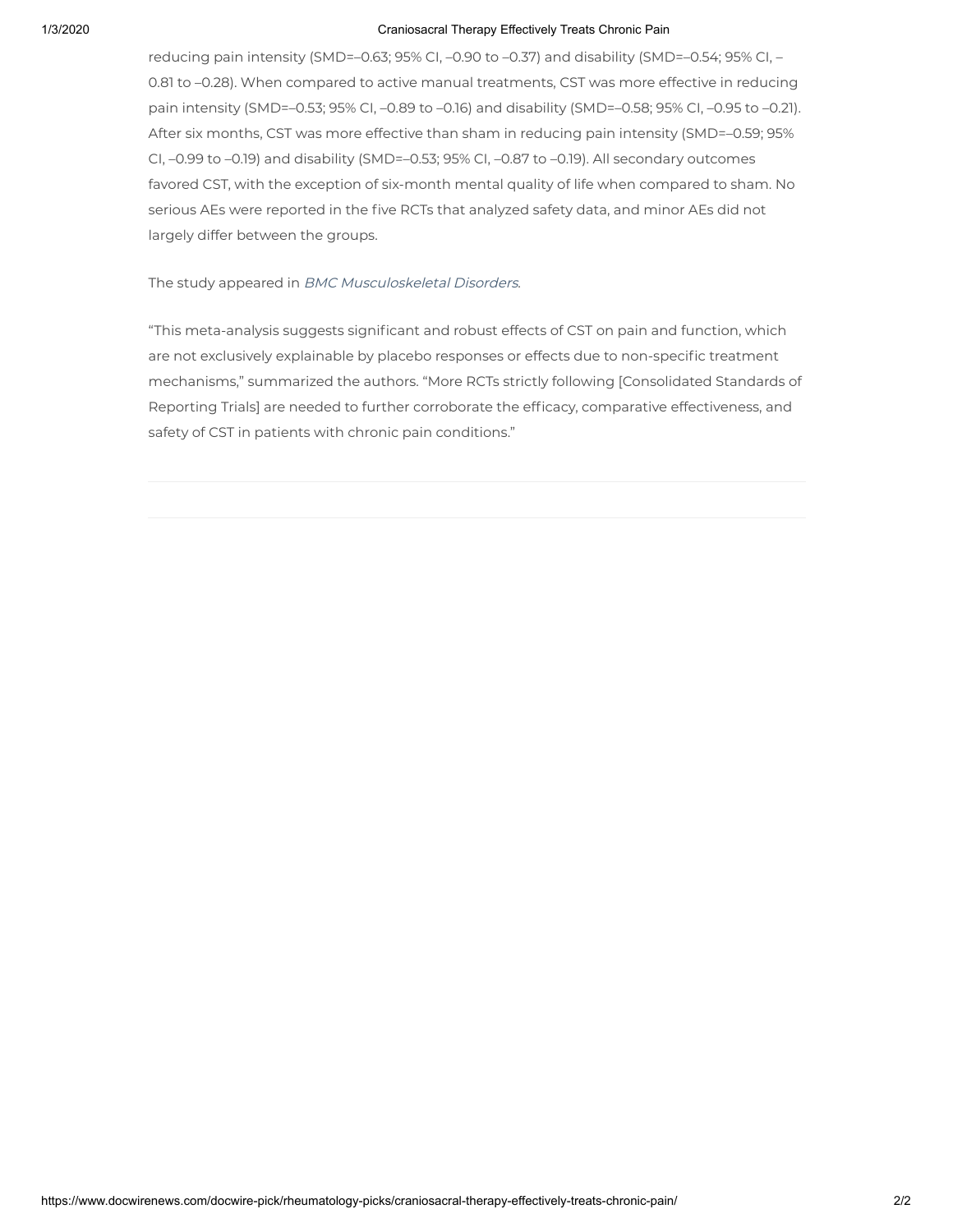reducing pain intensity (SMD=–0.63; 95% CI, –0.90 to –0.37) and disability (SMD=–0.54; 95% CI, –0.81 to –0.28). When compared to active manual treatments, CST was more effective in reducing pain intensity (SMD=–0.53; 95% CI, –0.89 to –0.16) and disability (SMD=–0.58; 95% CI, –0.95 to –0.21). After six months, CST was more effective than sham in reducing pain intensity (SMD=–0.59; 95% CI, –0.99 to –0.19) and disability (SMD=–0.53; 95% CI, –0.87 to –0.19). All secondary outcomes favored CST, with the exception of six-month mental quality of life when compared to sham. No serious AEs were reported in the five RCTs that analyzed safety data, and minor AEs did not largely differ between the groups.

The study appeared in *BMC Musculoskeletal Disorders*.

"This meta-analysis suggests significant and robust effects of CST on pain and function, which are not exclusively explainable by placebo responses or effects due to non-specific treatment mechanisms," summarized the authors. "More RCTs strictly following [Consolidated Standards of Reporting Trials] are needed to further corroborate the efficacy, comparative effectiveness, and safety of CST in patients with chronic pain conditions."